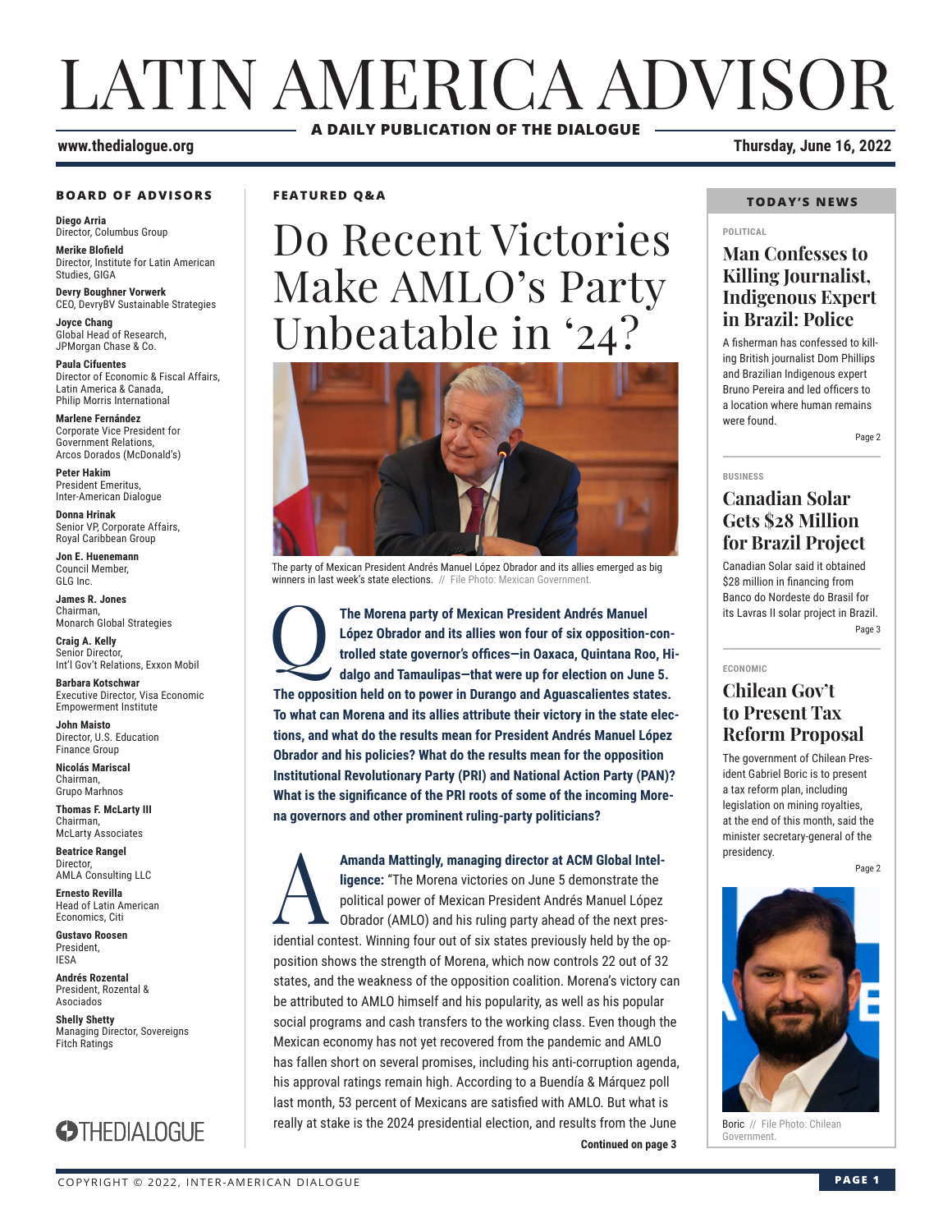# LATIN AMERICA ADVISOR

**A DAILY PUBLICATION OF THE DIALOGUE**

www.thedialogue.org

Thursday, June 16, 2022

## FEATURED Q&A

# Do Recent Victories Make AMLO's Party Unbeatable in '24?

The party of Mexican President Andrés Manuel López Obrador and its allies emerged as big winners in last week's state elections. // File Photo: Mexican Government.

**Q** **The Morena party of Mexican President Andrés Manuel López Obrador and its allies won four of six opposition-controlled state governor's offices—in Oaxaca, Quintana Roo, Hidalgo and Tamaulipas—that were up for election on June 5. The opposition held on to power in Durango and Aguascalientes states. To what can Morena and its allies attribute their victory in the state elections, and what do the results mean for President Andrés Manuel López Obrador and his policies? What do the results mean for the opposition Institutional Revolutionary Party (PRI) and National Action Party (PAN)? What is the significance of the PRI roots of some of the incoming Morena governors and other prominent ruling-party politicians?**

**A** **Amanda Mattingly, managing director at ACM Global Intelligence:** "The Morena victories on June 5 demonstrate the political power of Mexican President Andrés Manuel López Obrador (AMLO) and his ruling party ahead of the next presidential contest. Winning four out of six states previously held by the opposition shows the strength of Morena, which now controls 22 out of 32 states, and the weakness of the opposition coalition. Morena's victory can be attributed to AMLO himself and his popularity, as well as his popular social programs and cash transfers to the working class. Even though the Mexican economy has not yet recovered from the pandemic and AMLO has fallen short on several promises, including his anti-corruption agenda, his approval ratings remain high. According to a Buendía & Márquez poll last month, 53 percent of Mexicans are satisfied with AMLO. But what is really at stake is the 2024 presidential election, and results from the June

**Continued on page 3**

## TODAY'S NEWS

POLITICAL

### Man Confesses to Killing Journalist, Indigenous Expert in Brazil: Police

A fisherman has confessed to killing British journalist Dom Phillips and Brazilian Indigenous expert Bruno Pereira and led officers to a location where human remains were found.

Page 2

BUSINESS

### Canadian Solar Gets $28 Million for Brazil Project

Canadian Solar said it obtained $28 million in financing from Banco do Nordeste do Brasil for its Lavras II solar project in Brazil.

Page 3

ECONOMIC

### Chilean Gov't to Present Tax Reform Proposal

The government of Chilean President Gabriel Boric is to present a tax reform plan, including legislation on mining royalties, at the end of this month, said the minister secretary-general of the presidency.

Page 2

Boric // File Photo: Chilean Government.

## BOARD OF ADVISORS

**Diego Arria**
Director, Columbus Group

**Merike Blofield**
Director, Institute for Latin American Studies, GIGA

**Devry Boughner Vorwerk**
CEO, DevryBV Sustainable Strategies

**Joyce Chang**
Global Head of Research, JPMorgan Chase & Co.

**Paula Cifuentes**
Director of Economic & Fiscal Affairs, Latin America & Canada, Philip Morris International

**Marlene Fernández**
Corporate Vice President for Government Relations, Arcos Dorados (McDonald's)

**Peter Hakim**
President Emeritus, Inter-American Dialogue

**Donna Hrinak**
Senior VP, Corporate Affairs, Royal Caribbean Group

**Jon E. Huenemann**
Council Member, GLG Inc.

**James R. Jones**
Chairman, Monarch Global Strategies

**Craig A. Kelly**
Senior Director, Int'l Gov't Relations, Exxon Mobil

**Barbara Kotschwar**
Executive Director, Visa Economic Empowerment Institute

**John Maisto**
Director, U.S. Education Finance Group

**Nicolás Mariscal**
Chairman, Grupo Marhnos

**Thomas F. McLarty III**
Chairman, McLarty Associates

**Beatrice Rangel**
Director, AMLA Consulting LLC

**Ernesto Revilla**
Head of Latin American Economics, Citi

**Gustavo Roosen**
President, IESA

**Andrés Rozental**
President, Rozental & Asociados

**Shelly Shetty**
Managing Director, Sovereigns Fitch Ratings

THEDIALOGUE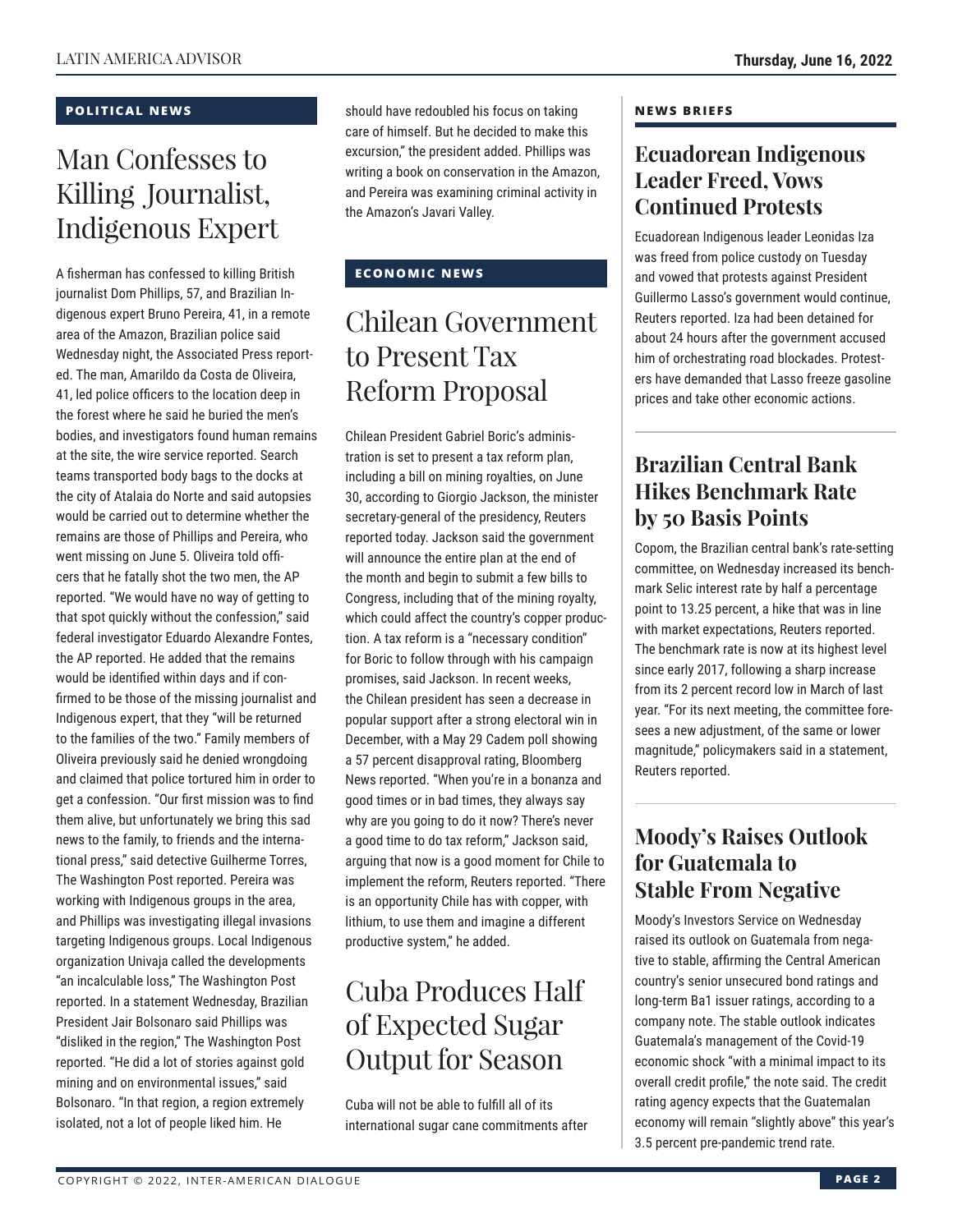## POLITICAL NEWS

# Man Confesses to Killing Journalist, Indigenous Expert

A fisherman has confessed to killing British journalist Dom Phillips, 57, and Brazilian Indigenous expert Bruno Pereira, 41, in a remote area of the Amazon, Brazilian police said Wednesday night, the Associated Press reported. The man, Amarildo da Costa de Oliveira, 41, led police officers to the location deep in the forest where he said he buried the men's bodies, and investigators found human remains at the site, the wire service reported. Search teams transported body bags to the docks at the city of Atalaia do Norte and said autopsies would be carried out to determine whether the remains are those of Phillips and Pereira, who went missing on June 5. Oliveira told officers that he fatally shot the two men, the AP reported. "We would have no way of getting to that spot quickly without the confession," said federal investigator Eduardo Alexandre Fontes, the AP reported. He added that the remains would be identified within days and if confirmed to be those of the missing journalist and Indigenous expert, that they "will be returned to the families of the two." Family members of Oliveira previously said he denied wrongdoing and claimed that police tortured him in order to get a confession. "Our first mission was to find them alive, but unfortunately we bring this sad news to the family, to friends and the international press," said detective Guilherme Torres, The Washington Post reported. Pereira was working with Indigenous groups in the area, and Phillips was investigating illegal invasions targeting Indigenous groups. Local Indigenous organization Univaja called the developments "an incalculable loss," The Washington Post reported. In a statement Wednesday, Brazilian President Jair Bolsonaro said Phillips was "disliked in the region," The Washington Post reported. "He did a lot of stories against gold mining and on environmental issues," said Bolsonaro. "In that region, a region extremely isolated, not a lot of people liked him. He should have redoubled his focus on taking care of himself. But he decided to make this excursion," the president added. Phillips was writing a book on conservation in the Amazon, and Pereira was examining criminal activity in the Amazon's Javari Valley.

## ECONOMIC NEWS

# Chilean Government to Present Tax Reform Proposal

Chilean President Gabriel Boric's administration is set to present a tax reform plan, including a bill on mining royalties, on June 30, according to Giorgio Jackson, the minister secretary-general of the presidency, Reuters reported today. Jackson said the government will announce the entire plan at the end of the month and begin to submit a few bills to Congress, including that of the mining royalty, which could affect the country's copper production. A tax reform is a "necessary condition" for Boric to follow through with his campaign promises, said Jackson. In recent weeks, the Chilean president has seen a decrease in popular support after a strong electoral win in December, with a May 29 Cadem poll showing a 57 percent disapproval rating, Bloomberg News reported. "When you're in a bonanza and good times or in bad times, they always say why are you going to do it now? There's never a good time to do tax reform," Jackson said, arguing that now is a good moment for Chile to implement the reform, Reuters reported. "There is an opportunity Chile has with copper, with lithium, to use them and imagine a different productive system," he added.

# Cuba Produces Half of Expected Sugar Output for Season

Cuba will not be able to fulfill all of its international sugar cane commitments after

## NEWS BRIEFS

### Ecuadorean Indigenous Leader Freed, Vows Continued Protests

Ecuadorean Indigenous leader Leonidas Iza was freed from police custody on Tuesday and vowed that protests against President Guillermo Lasso's government would continue, Reuters reported. Iza had been detained for about 24 hours after the government accused him of orchestrating road blockades. Protesters have demanded that Lasso freeze gasoline prices and take other economic actions.

### Brazilian Central Bank Hikes Benchmark Rate by 50 Basis Points

Copom, the Brazilian central bank's rate-setting committee, on Wednesday increased its benchmark Selic interest rate by half a percentage point to 13.25 percent, a hike that was in line with market expectations, Reuters reported. The benchmark rate is now at its highest level since early 2017, following a sharp increase from its 2 percent record low in March of last year. "For its next meeting, the committee foresees a new adjustment, of the same or lower magnitude," policymakers said in a statement, Reuters reported.

### Moody's Raises Outlook for Guatemala to Stable From Negative

Moody's Investors Service on Wednesday raised its outlook on Guatemala from negative to stable, affirming the Central American country's senior unsecured bond ratings and long-term Ba1 issuer ratings, according to a company note. The stable outlook indicates Guatemala's management of the Covid-19 economic shock "with a minimal impact to its overall credit profile," the note said. The credit rating agency expects that the Guatemalan economy will remain "slightly above" this year's 3.5 percent pre-pandemic trend rate.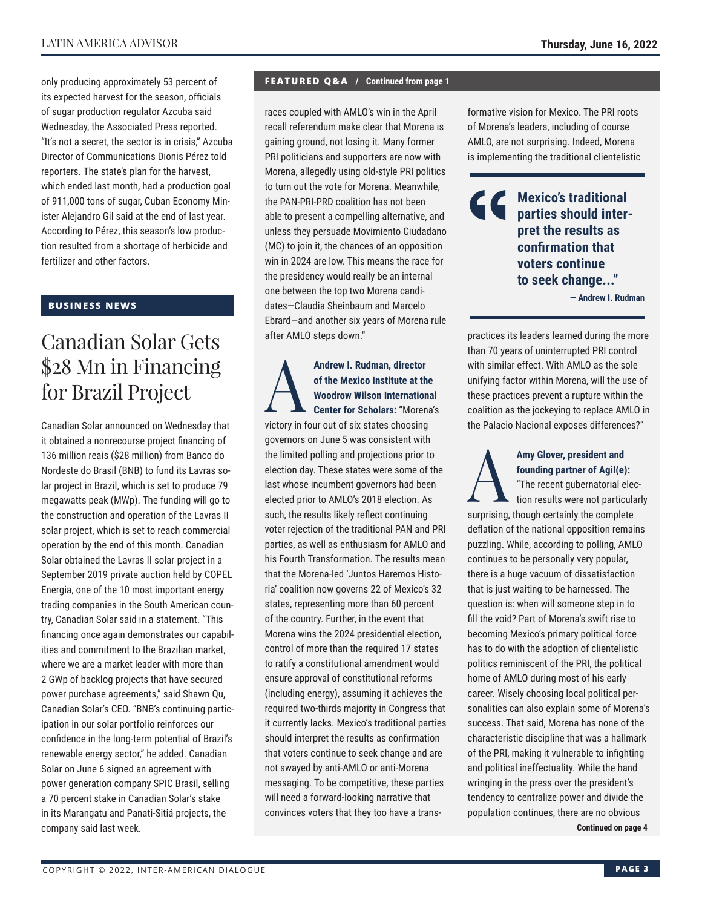only producing approximately 53 percent of its expected harvest for the season, officials of sugar production regulator Azcuba said Wednesday, the Associated Press reported. "It's not a secret, the sector is in crisis," Azcuba Director of Communications Dionis Pérez told reporters. The state's plan for the harvest, which ended last month, had a production goal of 911,000 tons of sugar, Cuban Economy Minister Alejandro Gil said at the end of last year. According to Pérez, this season's low production resulted from a shortage of herbicide and fertilizer and other factors.

## BUSINESS NEWS

# Canadian Solar Gets $28 Mn in Financing for Brazil Project

Canadian Solar announced on Wednesday that it obtained a nonrecourse project financing of 136 million reais ($28 million) from Banco do Nordeste do Brasil (BNB) to fund its Lavras solar project in Brazil, which is set to produce 79 megawatts peak (MWp). The funding will go to the construction and operation of the Lavras II solar project, which is set to reach commercial operation by the end of this month. Canadian Solar obtained the Lavras II solar project in a September 2019 private auction held by COPEL Energia, one of the 10 most important energy trading companies in the South American country, Canadian Solar said in a statement. "This financing once again demonstrates our capabilities and commitment to the Brazilian market, where we are a market leader with more than 2 GWp of backlog projects that have secured power purchase agreements," said Shawn Qu, Canadian Solar's CEO. "BNB's continuing participation in our solar portfolio reinforces our confidence in the long-term potential of Brazil's renewable energy sector," he added. Canadian Solar on June 6 signed an agreement with power generation company SPIC Brasil, selling a 70 percent stake in Canadian Solar's stake in its Marangatu and Panati-Sitiá projects, the company said last week.

## FEATURED Q&A / Continued from page 1

races coupled with AMLO's win in the April recall referendum make clear that Morena is gaining ground, not losing it. Many former PRI politicians and supporters are now with Morena, allegedly using old-style PRI politics to turn out the vote for Morena. Meanwhile, the PAN-PRI-PRD coalition has not been able to present a compelling alternative, and unless they persuade Movimiento Ciudadano (MC) to join it, the chances of an opposition win in 2024 are low. This means the race for the presidency would really be an internal one between the top two Morena candidates—Claudia Sheinbaum and Marcelo Ebrard—and another six years of Morena rule after AMLO steps down."

**A** **Andrew I. Rudman, director of the Mexico Institute at the Woodrow Wilson International Center for Scholars:** "Morena's victory in four out of six states choosing governors on June 5 was consistent with the limited polling and projections prior to election day. These states were some of the last whose incumbent governors had been elected prior to AMLO's 2018 election. As such, the results likely reflect continuing voter rejection of the traditional PAN and PRI parties, as well as enthusiasm for AMLO and his Fourth Transformation. The results mean that the Morena-led 'Juntos Haremos Historia' coalition now governs 22 of Mexico's 32 states, representing more than 60 percent of the country. Further, in the event that Morena wins the 2024 presidential election, control of more than the required 17 states to ratify a constitutional amendment would ensure approval of constitutional reforms (including energy), assuming it achieves the required two-thirds majority in Congress that it currently lacks. Mexico's traditional parties should interpret the results as confirmation that voters continue to seek change and are not swayed by anti-AMLO or anti-Morena messaging. To be competitive, these parties will need a forward-looking narrative that convinces voters that they too have a transformative vision for Mexico. The PRI roots of Morena's leaders, including of course AMLO, are not surprising. Indeed, Morena is implementing the traditional clientelistic practices its leaders learned during the more than 70 years of uninterrupted PRI control with similar effect. With AMLO as the sole unifying factor within Morena, will the use of these practices prevent a rupture within the coalition as the jockeying to replace AMLO in the Palacio Nacional exposes differences?"

> **"Mexico's traditional parties should interpret the results as confirmation that voters continue to seek change..."**
>
> **— Andrew I. Rudman**

**A** **Amy Glover, president and founding partner of Agil(e):** "The recent gubernatorial election results were not particularly surprising, though certainly the complete deflation of the national opposition remains puzzling. While, according to polling, AMLO continues to be personally very popular, there is a huge vacuum of dissatisfaction that is just waiting to be harnessed. The question is: when will someone step in to fill the void? Part of Morena's swift rise to becoming Mexico's primary political force has to do with the adoption of clientelistic politics reminiscent of the PRI, the political home of AMLO during most of his early career. Wisely choosing local political personalities can also explain some of Morena's success. That said, Morena has none of the characteristic discipline that was a hallmark of the PRI, making it vulnerable to infighting and political ineffectuality. While the hand wringing in the press over the president's tendency to centralize power and divide the population continues, there are no obvious

**Continued on page 4**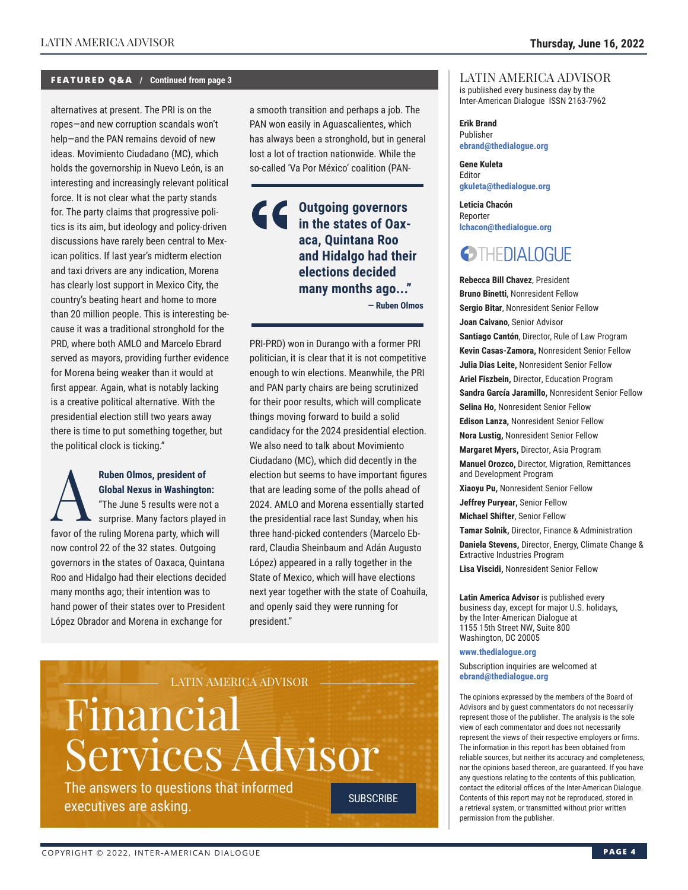**FEATURED Q&A / Continued from page 3**

alternatives at present. The PRI is on the ropes—and new corruption scandals won't help—and the PAN remains devoid of new ideas. Movimiento Ciudadano (MC), which holds the governorship in Nuevo León, is an interesting and increasingly relevant political force. It is not clear what the party stands for. The party claims that progressive politics is its aim, but ideology and policy-driven discussions have rarely been central to Mexican politics. If last year's midterm election and taxi drivers are any indication, Morena has clearly lost support in Mexico City, the country's beating heart and home to more than 20 million people. This is interesting because it was a traditional stronghold for the PRD, where both AMLO and Marcelo Ebrard served as mayors, providing further evidence for Morena being weaker than it would at first appear. Again, what is notably lacking is a creative political alternative. With the presidential election still two years away there is time to put something together, but the political clock is ticking."

**A** **Ruben Olmos, president of Global Nexus in Washington:** "The June 5 results were not a surprise. Many factors played in favor of the ruling Morena party, which will now control 22 of the 32 states. Outgoing governors in the states of Oaxaca, Quintana Roo and Hidalgo had their elections decided many months ago; their intention was to hand power of their states over to President López Obrador and Morena in exchange for a smooth transition and perhaps a job. The PAN won easily in Aguascalientes, which has always been a stronghold, but in general lost a lot of traction nationwide. While the so-called 'Va Por México' coalition (PAN-PRI-PRD) won in Durango with a former PRI politician, it is clear that it is not competitive enough to win elections. Meanwhile, the PRI and PAN party chairs are being scrutinized for their poor results, which will complicate things moving forward to build a solid candidacy for the 2024 presidential election. We also need to talk about Movimiento Ciudadano (MC), which did decently in the election but seems to have important figures that are leading some of the polls ahead of 2024. AMLO and Morena essentially started the presidential race last Sunday, when his three hand-picked contenders (Marcelo Ebrard, Claudia Sheinbaum and Adán Augusto López) appeared in a rally together in the State of Mexico, which will have elections next year together with the state of Coahuila, and openly said they were running for president."

> **"Outgoing governors in the states of Oaxaca, Quintana Roo and Hidalgo had their elections decided many months ago..."**
> — Ruben Olmos

LATIN AMERICA ADVISOR

# Financial Services Advisor

The answers to questions that informed executives are asking.

SUBSCRIBE

---

**LATIN AMERICA ADVISOR**
is published every business day by the Inter-American Dialogue ISSN 2163-7962

**Erik Brand**
Publisher
ebrand@thedialogue.org

**Gene Kuleta**
Editor
gkuleta@thedialogue.org

**Leticia Chacón**
Reporter
lchacon@thedialogue.org

THEDIALOGUE

**Rebecca Bill Chavez**, President
**Bruno Binetti**, Nonresident Fellow
**Sergio Bitar**, Nonresident Senior Fellow
**Joan Caivano**, Senior Advisor
**Santiago Cantón**, Director, Rule of Law Program
**Kevin Casas-Zamora,** Nonresident Senior Fellow
**Julia Dias Leite,** Nonresident Senior Fellow
**Ariel Fiszbein,** Director, Education Program
**Sandra García Jaramillo,** Nonresident Senior Fellow
**Selina Ho,** Nonresident Senior Fellow
**Edison Lanza,** Nonresident Senior Fellow
**Nora Lustig,** Nonresident Senior Fellow
**Margaret Myers,** Director, Asia Program
**Manuel Orozco,** Director, Migration, Remittances and Development Program
**Xiaoyu Pu,** Nonresident Senior Fellow
**Jeffrey Puryear,** Senior Fellow
**Michael Shifter**, Senior Fellow
**Tamar Solnik,** Director, Finance & Administration
**Daniela Stevens,** Director, Energy, Climate Change & Extractive Industries Program
**Lisa Viscidi,** Nonresident Senior Fellow

**Latin America Advisor** is published every business day, except for major U.S. holidays, by the Inter-American Dialogue at
1155 15th Street NW, Suite 800
Washington, DC 20005

www.thedialogue.org

Subscription inquiries are welcomed at
ebrand@thedialogue.org

The opinions expressed by the members of the Board of Advisors and by guest commentators do not necessarily represent those of the publisher. The analysis is the sole view of each commentator and does not necessarily represent the views of their respective employers or firms. The information in this report has been obtained from reliable sources, but neither its accuracy and completeness, nor the opinions based thereon, are guaranteed. If you have any questions relating to the contents of this publication, contact the editorial offices of the Inter-American Dialogue. Contents of this report may not be reproduced, stored in a retrieval system, or transmitted without prior written permission from the publisher.